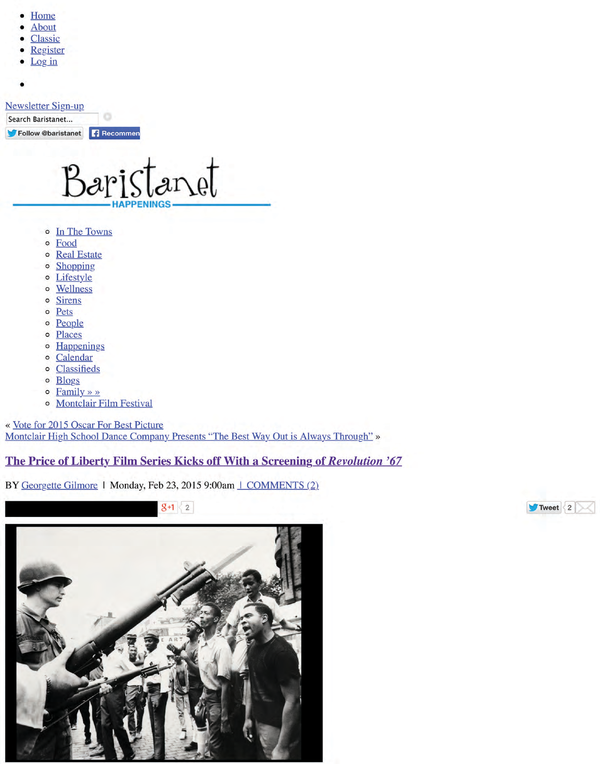- Home
- About
- Classic
- Register
- Log in

- 

Newsletter Sign-up

Search Baristanet...

Follow @baristanet Recommend

Baristanet

HAPPENINGS

- In The Towns
- Food
- Real Estate
- Shopping
- Lifestyle
- Wellness
- Sirens
- Pets
- People
- Places
- Happenings
- Calendar
- Classifieds
- Blogs
- Family » »
- Montclair Film Festival

« Vote for 2015 Oscar For Best Picture

Montclair High School Dance Company Presents "The Best Way Out is Always Through" »

# The Price of Liberty Film Series Kicks off With a Screening of *Revolution '67*

BY Georgette Gilmore | Monday, Feb 23, 2015 9:00am | COMMENTS (2)

g+1 2 Tweet 2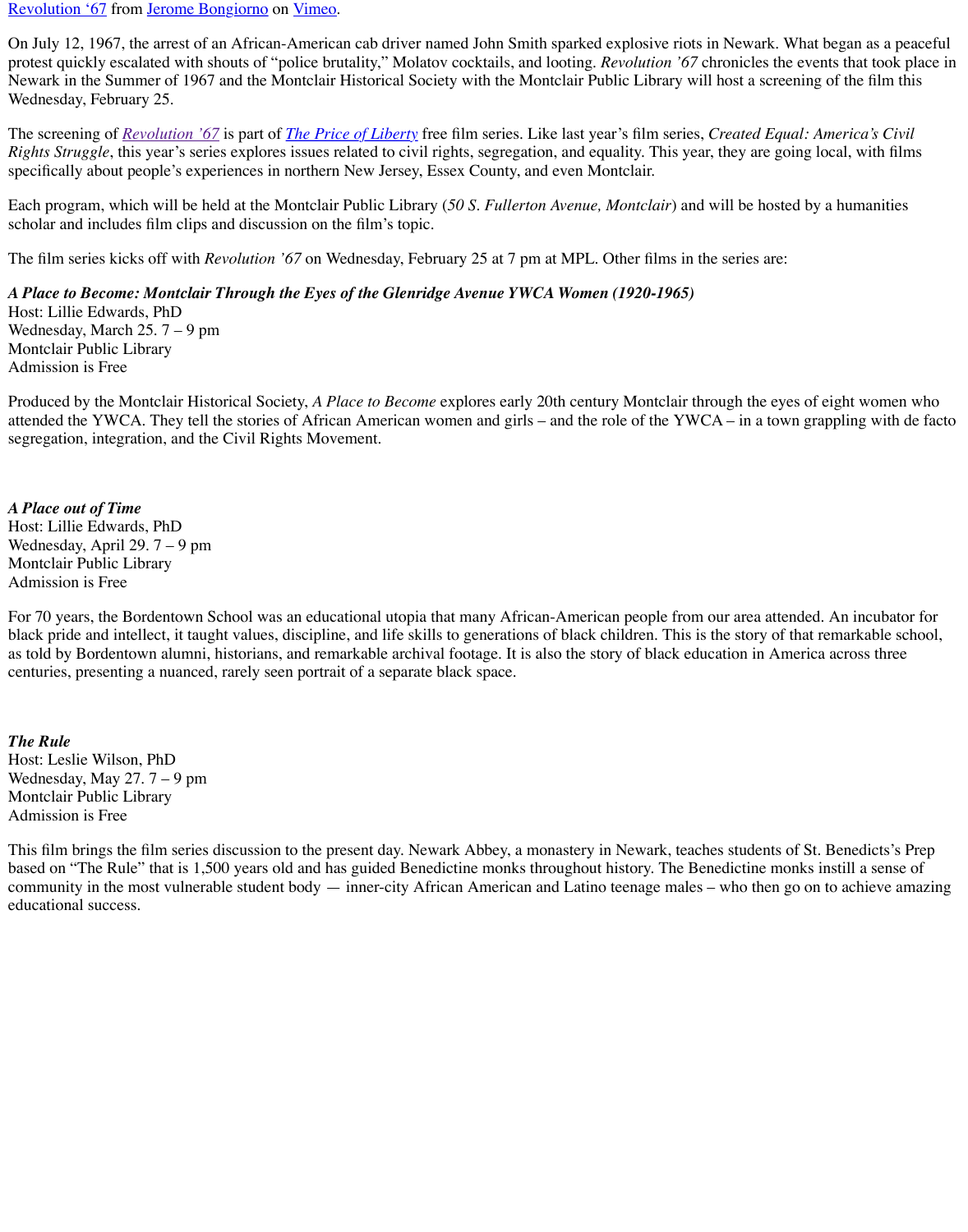Revolution ‘67 from Jerome Bongiorno on Vimeo.

On July 12, 1967, the arrest of an African-American cab driver named John Smith sparked explosive riots in Newark. What began as a peaceful protest quickly escalated with shouts of “police brutality,” Molatov cocktails, and looting. *Revolution ’67* chronicles the events that took place in Newark in the Summer of 1967 and the Montclair Historical Society with the Montclair Public Library will host a screening of the film this Wednesday, February 25.

The screening of *Revolution ’67* is part of *The Price of Liberty* free film series. Like last year’s film series, *Created Equal: America’s Civil Rights Struggle*, this year’s series explores issues related to civil rights, segregation, and equality. This year, they are going local, with films specifically about people’s experiences in northern New Jersey, Essex County, and even Montclair.

Each program, which will be held at the Montclair Public Library (*50 S. Fullerton Avenue, Montclair*) and will be hosted by a humanities scholar and includes film clips and discussion on the film’s topic.

The film series kicks off with *Revolution ’67* on Wednesday, February 25 at 7 pm at MPL. Other films in the series are:

***A Place to Become: Montclair Through the Eyes of the Glenridge Avenue YWCA Women (1920-1965)***
Host: Lillie Edwards, PhD
Wednesday, March 25. 7 – 9 pm
Montclair Public Library
Admission is Free

Produced by the Montclair Historical Society, *A Place to Become* explores early 20th century Montclair through the eyes of eight women who attended the YWCA. They tell the stories of African American women and girls – and the role of the YWCA – in a town grappling with de facto segregation, integration, and the Civil Rights Movement.

***A Place out of Time***
Host: Lillie Edwards, PhD
Wednesday, April 29. 7 – 9 pm
Montclair Public Library
Admission is Free

For 70 years, the Bordentown School was an educational utopia that many African-American people from our area attended. An incubator for black pride and intellect, it taught values, discipline, and life skills to generations of black children. This is the story of that remarkable school, as told by Bordentown alumni, historians, and remarkable archival footage. It is also the story of black education in America across three centuries, presenting a nuanced, rarely seen portrait of a separate black space.

***The Rule***
Host: Leslie Wilson, PhD
Wednesday, May 27. 7 – 9 pm
Montclair Public Library
Admission is Free

This film brings the film series discussion to the present day. Newark Abbey, a monastery in Newark, teaches students of St. Benedicts’s Prep based on “The Rule” that is 1,500 years old and has guided Benedictine monks throughout history. The Benedictine monks instill a sense of community in the most vulnerable student body — inner-city African American and Latino teenage males – who then go on to achieve amazing educational success.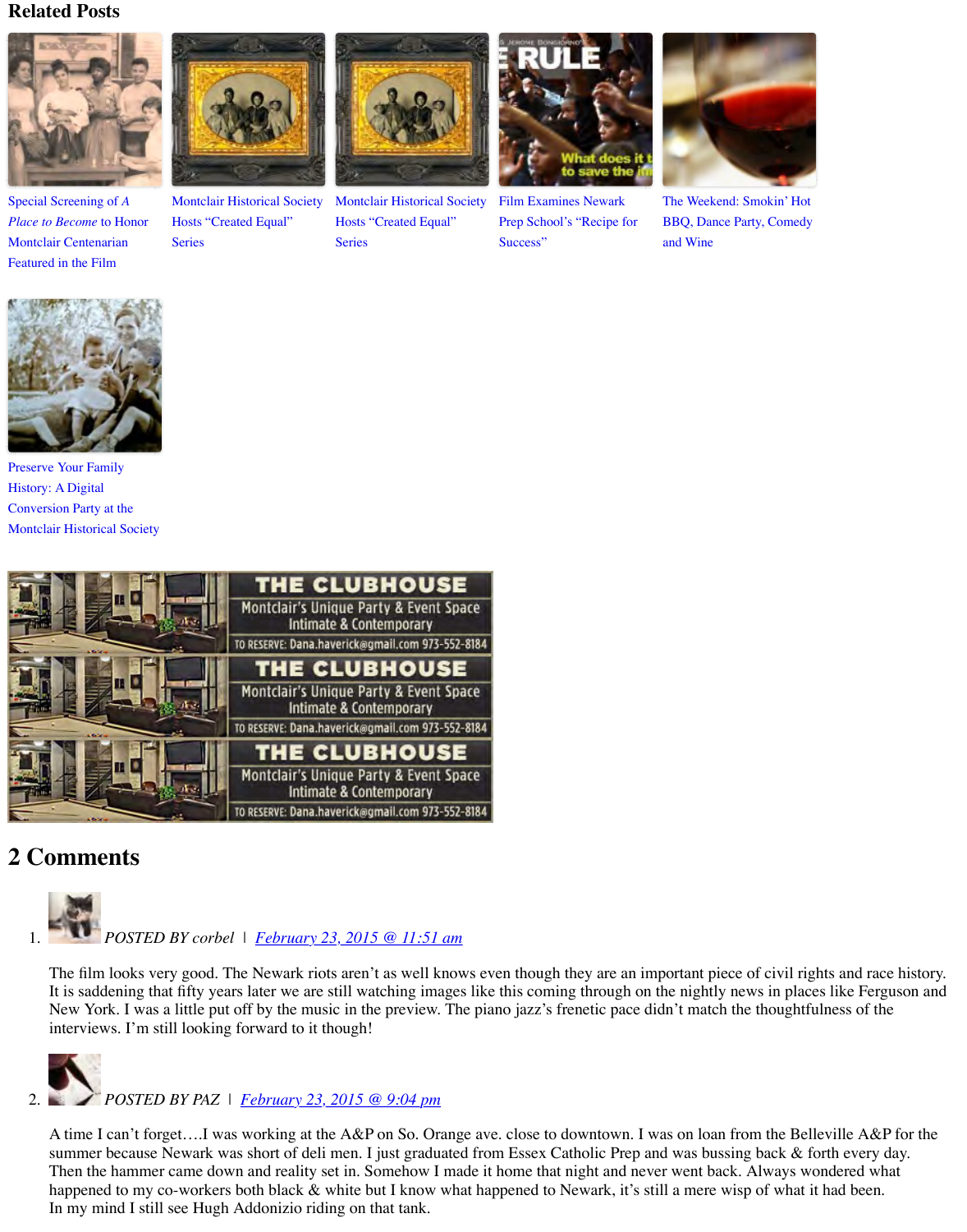## Related Posts

Special Screening of *A Place to Become* to Honor Montclair Centenarian Featured in the Film

Montclair Historical Society Hosts "Created Equal" Series

Montclair Historical Society Hosts "Created Equal" Series

Film Examines Newark Prep School's "Recipe for Success"

The Weekend: Smokin' Hot BBQ, Dance Party, Comedy and Wine

Preserve Your Family History: A Digital Conversion Party at the Montclair Historical Society

## 2 Comments

1. *POSTED BY* corbel | [February 23, 2015 @ 11:51 am]

   The film looks very good. The Newark riots aren't as well knows even though they are an important piece of civil rights and race history. It is saddening that fifty years later we are still watching images like this coming through on the nightly news in places like Ferguson and New York. I was a little put off by the music in the preview. The piano jazz's frenetic pace didn't match the thoughtfulness of the interviews. I'm still looking forward to it though!

2. *POSTED BY* PAZ | [February 23, 2015 @ 9:04 pm]

   A time I can't forget….I was working at the A&P on So. Orange ave. close to downtown. I was on loan from the Belleville A&P for the summer because Newark was short of deli men. I just graduated from Essex Catholic Prep and was bussing back & forth every day. Then the hammer came down and reality set in. Somehow I made it home that night and never went back. Always wondered what happened to my co-workers both black & white but I know what happened to Newark, it's still a mere wisp of what it had been.
   In my mind I still see Hugh Addonizio riding on that tank.